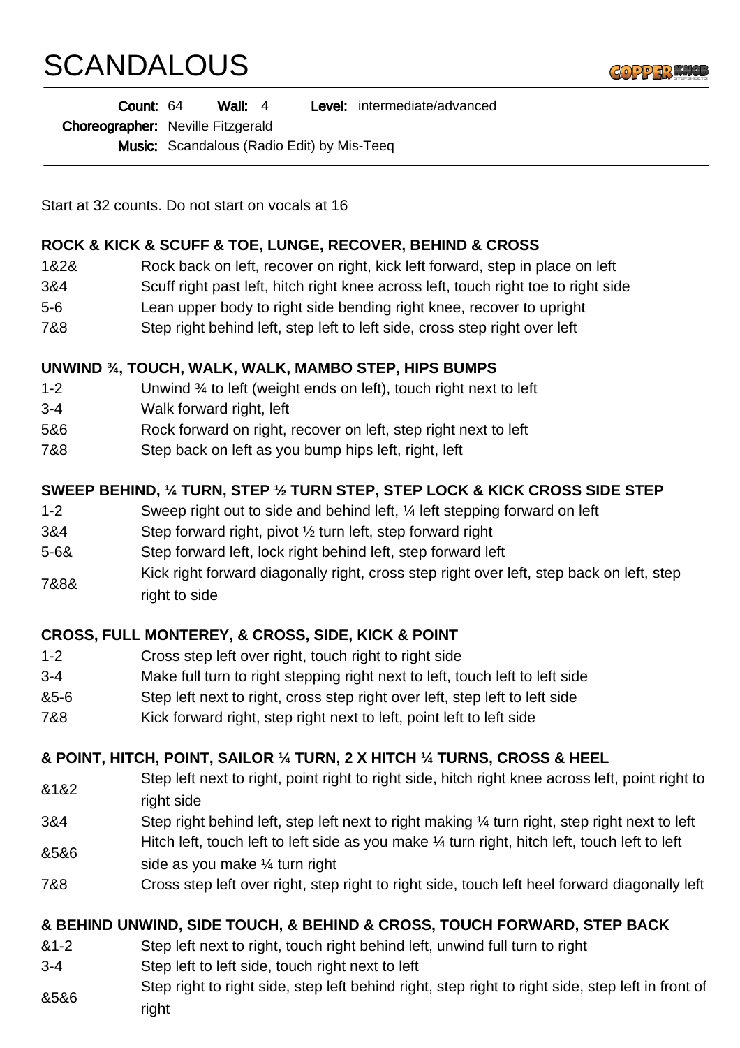# SCANDALOUS

**Count:** 64 **Wall:** 4 **Level:** intermediate/advanced

**Choreographer:** Neville Fitzgerald

**Music:** Scandalous (Radio Edit) by Mis-Teeq

Start at 32 counts. Do not start on vocals at 16

**ROCK & KICK & SCUFF & TOE, LUNGE, RECOVER, BEHIND & CROSS**

| | |
|---|---|
| 1&2& | Rock back on left, recover on right, kick left forward, step in place on left |
| 3&4 | Scuff right past left, hitch right knee across left, touch right toe to right side |
| 5-6 | Lean upper body to right side bending right knee, recover to upright |
| 7&8 | Step right behind left, step left to left side, cross step right over left |

**UNWIND ¾, TOUCH, WALK, WALK, MAMBO STEP, HIPS BUMPS**

| | |
|---|---|
| 1-2 | Unwind ¾ to left (weight ends on left), touch right next to left |
| 3-4 | Walk forward right, left |
| 5&6 | Rock forward on right, recover on left, step right next to left |
| 7&8 | Step back on left as you bump hips left, right, left |

**SWEEP BEHIND, ¼ TURN, STEP ½ TURN STEP, STEP LOCK & KICK CROSS SIDE STEP**

| | |
|---|---|
| 1-2 | Sweep right out to side and behind left, ¼ left stepping forward on left |
| 3&4 | Step forward right, pivot ½ turn left, step forward right |
| 5-6& | Step forward left, lock right behind left, step forward left |
| 7&8& | Kick right forward diagonally right, cross step right over left, step back on left, step right to side |

**CROSS, FULL MONTEREY, & CROSS, SIDE, KICK & POINT**

| | |
|---|---|
| 1-2 | Cross step left over right, touch right to right side |
| 3-4 | Make full turn to right stepping right next to left, touch left to left side |
| &5-6 | Step left next to right, cross step right over left, step left to left side |
| 7&8 | Kick forward right, step right next to left, point left to left side |

**& POINT, HITCH, POINT, SAILOR ¼ TURN, 2 X HITCH ¼ TURNS, CROSS & HEEL**

| | |
|---|---|
| &1&2 | Step left next to right, point right to right side, hitch right knee across left, point right to right side |
| 3&4 | Step right behind left, step left next to right making ¼ turn right, step right next to left |
| &5&6 | Hitch left, touch left to left side as you make ¼ turn right, hitch left, touch left to left side as you make ¼ turn right |
| 7&8 | Cross step left over right, step right to right side, touch left heel forward diagonally left |

**& BEHIND UNWIND, SIDE TOUCH, & BEHIND & CROSS, TOUCH FORWARD, STEP BACK**

| | |
|---|---|
| &1-2 | Step left next to right, touch right behind left, unwind full turn to right |
| 3-4 | Step left to left side, touch right next to left |
| &5&6 | Step right to right side, step left behind right, step right to right side, step left in front of right |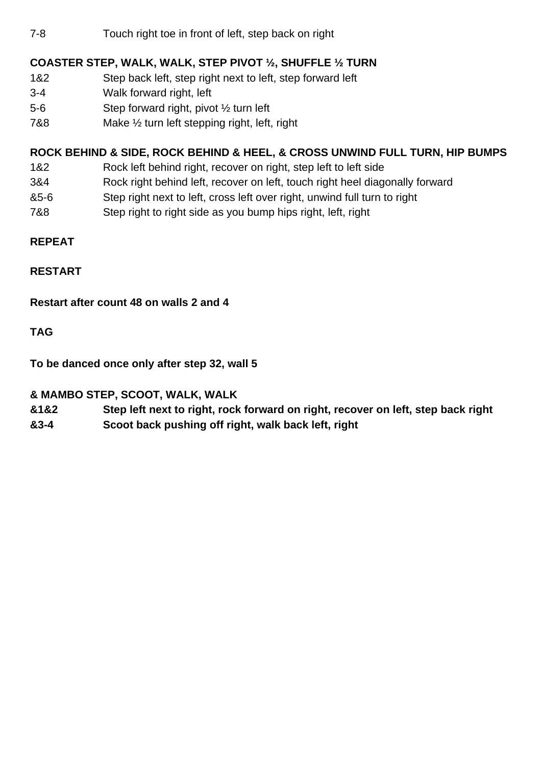7-8 Touch right toe in front of left, step back on right

**COASTER STEP, WALK, WALK, STEP PIVOT ½, SHUFFLE ½ TURN**

| | |
|---|---|
| 1&2 | Step back left, step right next to left, step forward left |
| 3-4 | Walk forward right, left |
| 5-6 | Step forward right, pivot ½ turn left |
| 7&8 | Make ½ turn left stepping right, left, right |

**ROCK BEHIND & SIDE, ROCK BEHIND & HEEL, & CROSS UNWIND FULL TURN, HIP BUMPS**

| | |
|---|---|
| 1&2 | Rock left behind right, recover on right, step left to left side |
| 3&4 | Rock right behind left, recover on left, touch right heel diagonally forward |
| &5-6 | Step right next to left, cross left over right, unwind full turn to right |
| 7&8 | Step right to right side as you bump hips right, left, right |

**REPEAT**

**RESTART**

**Restart after count 48 on walls 2 and 4**

**TAG**

**To be danced once only after step 32, wall 5**

**& MAMBO STEP, SCOOT, WALK, WALK**

| | |
|---|---|
| **&1&2** | **Step left next to right, rock forward on right, recover on left, step back right** |
| **&3-4** | **Scoot back pushing off right, walk back left, right** |